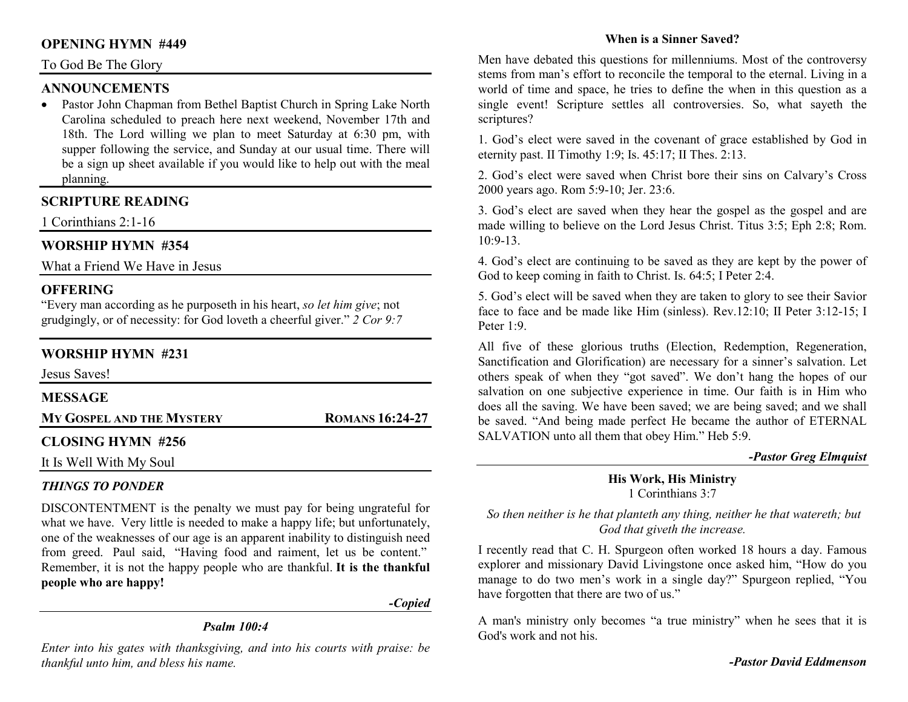## OPENING HYMN #449

To God Be The Glory

## ANNOUNCEMENTS

- Pastor John Chapman from Bethel Baptist Church in Spring Lake North Carolina scheduled to preach here next weekend, November 17th and 18th. The Lord willing we plan to meet Saturday at 6:30 pm, with supper following the service, and Sunday at our usual time. There will be a sign up sheet available if you would like to help out with the meal planning.

## SCRIPTURE READING

1 Corinthians 2:1-16

## WORSHIP HYMN #354

What a Friend We Have in Jesus

## OFFERING

"Every man according as he purposeth in his heart, *so let him give*; not grudgingly, or of necessity: for God loveth a cheerful giver." *2 Cor 9:7*

## WORSHIP HYMN #231

Jesus Saves!

## MESSAGE

**MY GOSPEL AND THE MYSTERY** — **ROMANS 16:24-27**

## CLOSING HYMN #256

It Is Well With My Soul

### *THINGS TO PONDER*

DISCONTENTMENT is the penalty we must pay for being ungrateful for what we have. Very little is needed to make a happy life; but unfortunately, one of the weaknesses of our age is an apparent inability to distinguish need from greed. Paul said, "Having food and raiment, let us be content." Remember, it is not the happy people who are thankful. **It is the thankful people who are happy!**

***-Copied***

### *Psalm 100:4*

*Enter into his gates with thanksgiving, and into his courts with praise: be thankful unto him, and bless his name.*

### When is a Sinner Saved?

Men have debated this questions for millenniums. Most of the controversy stems from man's effort to reconcile the temporal to the eternal. Living in a world of time and space, he tries to define the when in this question as a single event! Scripture settles all controversies. So, what sayeth the scriptures?

1. God's elect were saved in the covenant of grace established by God in eternity past. II Timothy 1:9; Is. 45:17; II Thes. 2:13.

2. God's elect were saved when Christ bore their sins on Calvary's Cross 2000 years ago. Rom 5:9-10; Jer. 23:6.

3. God's elect are saved when they hear the gospel as the gospel and are made willing to believe on the Lord Jesus Christ. Titus 3:5; Eph 2:8; Rom. 10:9-13.

4. God's elect are continuing to be saved as they are kept by the power of God to keep coming in faith to Christ. Is. 64:5; I Peter 2:4.

5. God's elect will be saved when they are taken to glory to see their Savior face to face and be made like Him (sinless). Rev.12:10; II Peter 3:12-15; I Peter 1:9.

All five of these glorious truths (Election, Redemption, Regeneration, Sanctification and Glorification) are necessary for a sinner's salvation. Let others speak of when they "got saved". We don't hang the hopes of our salvation on one subjective experience in time. Our faith is in Him who does all the saving. We have been saved; we are being saved; and we shall be saved. "And being made perfect He became the author of ETERNAL SALVATION unto all them that obey Him." Heb 5:9.

***-Pastor Greg Elmquist***

### His Work, His Ministry

1 Corinthians 3:7

*So then neither is he that planteth any thing, neither he that watereth; but God that giveth the increase.*

I recently read that C. H. Spurgeon often worked 18 hours a day. Famous explorer and missionary David Livingstone once asked him, "How do you manage to do two men's work in a single day?" Spurgeon replied, "You have forgotten that there are two of us."

A man's ministry only becomes "a true ministry" when he sees that it is God's work and not his.

***-Pastor David Eddmenson***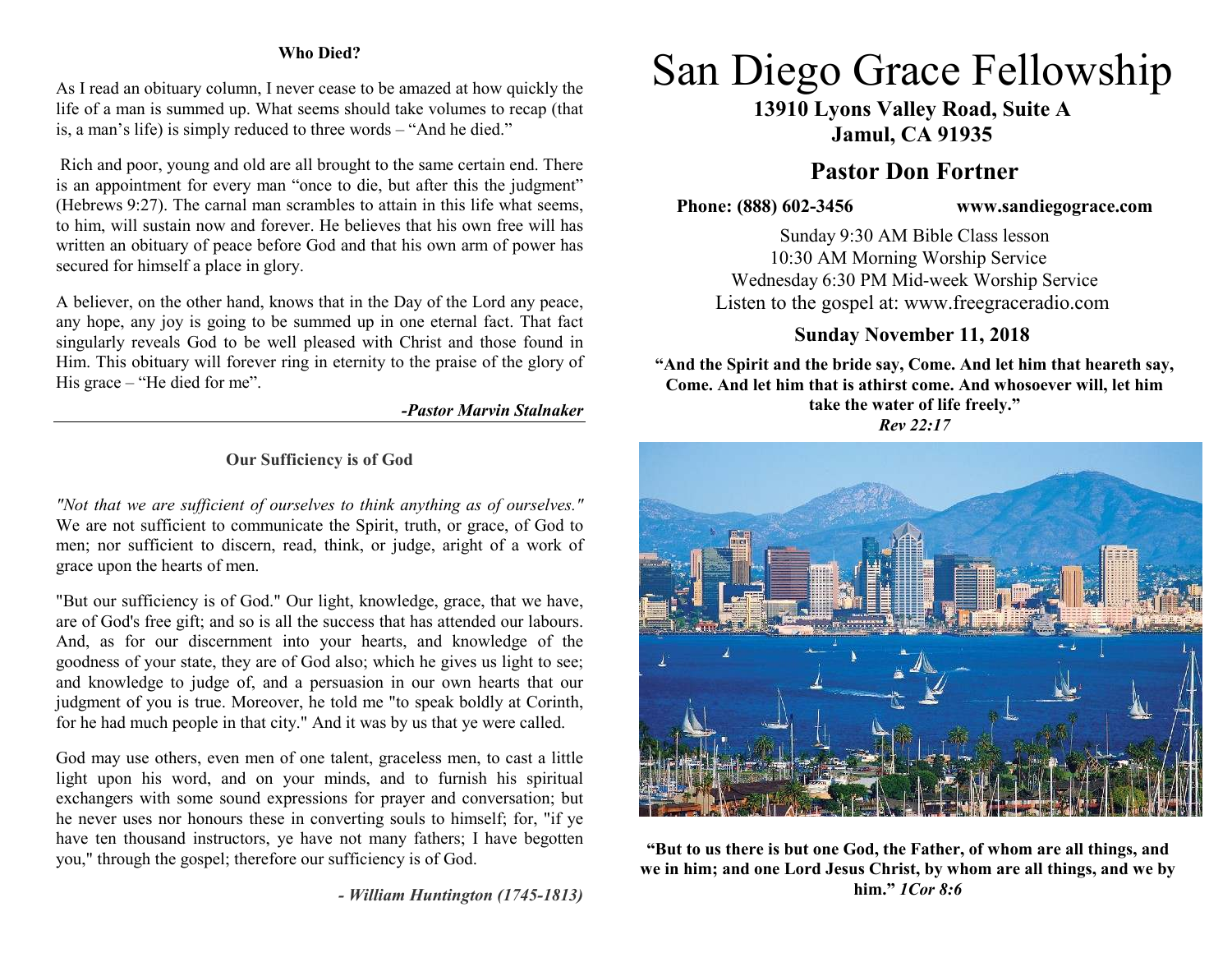### Who Died?

As I read an obituary column, I never cease to be amazed at how quickly the life of a man is summed up. What seems should take volumes to recap (that is, a man's life) is simply reduced to three words – "And he died."

Rich and poor, young and old are all brought to the same certain end. There is an appointment for every man "once to die, but after this the judgment" (Hebrews 9:27). The carnal man scrambles to attain in this life what seems, to him, will sustain now and forever. He believes that his own free will has written an obituary of peace before God and that his own arm of power has secured for himself a place in glory.

A believer, on the other hand, knows that in the Day of the Lord any peace, any hope, any joy is going to be summed up in one eternal fact. That fact singularly reveals God to be well pleased with Christ and those found in Him. This obituary will forever ring in eternity to the praise of the glory of His grace – "He died for me".

***-Pastor Marvin Stalnaker***

---

### Our Sufficiency is of God

*"Not that we are sufficient of ourselves to think anything as of ourselves."* We are not sufficient to communicate the Spirit, truth, or grace, of God to men; nor sufficient to discern, read, think, or judge, aright of a work of grace upon the hearts of men.

"But our sufficiency is of God." Our light, knowledge, grace, that we have, are of God's free gift; and so is all the success that has attended our labours. And, as for our discernment into your hearts, and knowledge of the goodness of your state, they are of God also; which he gives us light to see; and knowledge to judge of, and a persuasion in our own hearts that our judgment of you is true. Moreover, he told me "to speak boldly at Corinth, for he had much people in that city." And it was by us that ye were called.

God may use others, even men of one talent, graceless men, to cast a little light upon his word, and on your minds, and to furnish his spiritual exchangers with some sound expressions for prayer and conversation; but he never uses nor honours these in converting souls to himself; for, "if ye have ten thousand instructors, ye have not many fathers; I have begotten you," through the gospel; therefore our sufficiency is of God.

***- William Huntington (1745-1813)***

# San Diego Grace Fellowship

**13910 Lyons Valley Road, Suite A**
**Jamul, CA 91935**

## Pastor Don Fortner

**Phone: (888) 602-3456** **www.sandiegograce.com**

Sunday 9:30 AM Bible Class lesson
10:30 AM Morning Worship Service
Wednesday 6:30 PM Mid-week Worship Service
Listen to the gospel at: www.freegraceradio.com

### Sunday November 11, 2018

**"And the Spirit and the bride say, Come. And let him that heareth say, Come. And let him that is athirst come. And whosoever will, let him take the water of life freely."**
***Rev 22:17***

**"But to us there is but one God, the Father, of whom are all things, and we in him; and one Lord Jesus Christ, by whom are all things, and we by him."** ***1Cor 8:6***